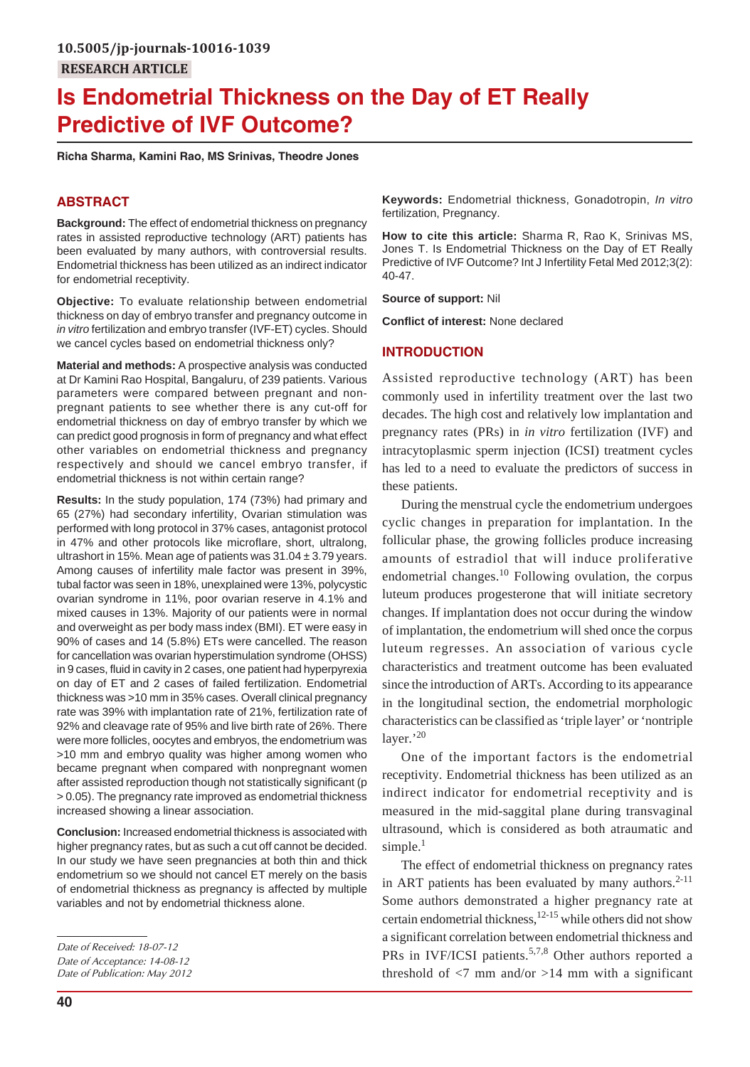10.5005/jp-journals-10016-1039

RESEARCH ARTICLE

# Is Endometrial Thickness on the Day of ET Really Predictive of IVF Outcome?

**Richa Sharma, Kamini Rao, MS Srinivas, Theodre Jones**

## ABSTRACT

**Background:** The effect of endometrial thickness on pregnancy rates in assisted reproductive technology (ART) patients has been evaluated by many authors, with controversial results. Endometrial thickness has been utilized as an indirect indicator for endometrial receptivity.

**Objective:** To evaluate relationship between endometrial thickness on day of embryo transfer and pregnancy outcome in *in vitro* fertilization and embryo transfer (IVF-ET) cycles. Should we cancel cycles based on endometrial thickness only?

**Material and methods:** A prospective analysis was conducted at Dr Kamini Rao Hospital, Bangaluru, of 239 patients. Various parameters were compared between pregnant and nonpregnant patients to see whether there is any cut-off for endometrial thickness on day of embryo transfer by which we can predict good prognosis in form of pregnancy and what effect other variables on endometrial thickness and pregnancy respectively and should we cancel embryo transfer, if endometrial thickness is not within certain range?

**Results:** In the study population, 174 (73%) had primary and 65 (27%) had secondary infertility, Ovarian stimulation was performed with long protocol in 37% cases, antagonist protocol in 47% and other protocols like microflare, short, ultralong, ultrashort in 15%. Mean age of patients was 31.04 ± 3.79 years. Among causes of infertility male factor was present in 39%, tubal factor was seen in 18%, unexplained were 13%, polycystic ovarian syndrome in 11%, poor ovarian reserve in 4.1% and mixed causes in 13%. Majority of our patients were in normal and overweight as per body mass index (BMI). ET were easy in 90% of cases and 14 (5.8%) ETs were cancelled. The reason for cancellation was ovarian hyperstimulation syndrome (OHSS) in 9 cases, fluid in cavity in 2 cases, one patient had hyperpyrexia on day of ET and 2 cases of failed fertilization. Endometrial thickness was >10 mm in 35% cases. Overall clinical pregnancy rate was 39% with implantation rate of 21%, fertilization rate of 92% and cleavage rate of 95% and live birth rate of 26%. There were more follicles, oocytes and embryos, the endometrium was >10 mm and embryo quality was higher among women who became pregnant when compared with nonpregnant women after assisted reproduction though not statistically significant ($p > 0.05$). The pregnancy rate improved as endometrial thickness increased showing a linear association.

**Conclusion:** Increased endometrial thickness is associated with higher pregnancy rates, but as such a cut off cannot be decided. In our study we have seen pregnancies at both thin and thick endometrium so we should not cancel ET merely on the basis of endometrial thickness as pregnancy is affected by multiple variables and not by endometrial thickness alone.

**Keywords:** Endometrial thickness, Gonadotropin, *In vitro* fertilization, Pregnancy.

**How to cite this article:** Sharma R, Rao K, Srinivas MS, Jones T. Is Endometrial Thickness on the Day of ET Really Predictive of IVF Outcome? Int J Infertility Fetal Med 2012;3(2): 40-47.

**Source of support:** Nil

**Conflict of interest:** None declared

## INTRODUCTION

Assisted reproductive technology (ART) has been commonly used in infertility treatment over the last two decades. The high cost and relatively low implantation and pregnancy rates (PRs) in *in vitro* fertilization (IVF) and intracytoplasmic sperm injection (ICSI) treatment cycles has led to a need to evaluate the predictors of success in these patients.

During the menstrual cycle the endometrium undergoes cyclic changes in preparation for implantation. In the follicular phase, the growing follicles produce increasing amounts of estradiol that will induce proliferative endometrial changes.[10] Following ovulation, the corpus luteum produces progesterone that will initiate secretory changes. If implantation does not occur during the window of implantation, the endometrium will shed once the corpus luteum regresses. An association of various cycle characteristics and treatment outcome has been evaluated since the introduction of ARTs. According to its appearance in the longitudinal section, the endometrial morphologic characteristics can be classified as 'triple layer' or 'nontriple layer.'[20]

One of the important factors is the endometrial receptivity. Endometrial thickness has been utilized as an indirect indicator for endometrial receptivity and is measured in the mid-saggital plane during transvaginal ultrasound, which is considered as both atraumatic and simple.[1]

The effect of endometrial thickness on pregnancy rates in ART patients has been evaluated by many authors.[2-11] Some authors demonstrated a higher pregnancy rate at certain endometrial thickness,[12-15] while others did not show a significant correlation between endometrial thickness and PRs in IVF/ICSI patients.[5,7,8] Other authors reported a threshold of <7 mm and/or >14 mm with a significant

*Date of Received: 18-07-12*
*Date of Acceptance: 14-08-12*
*Date of Publication: May 2012*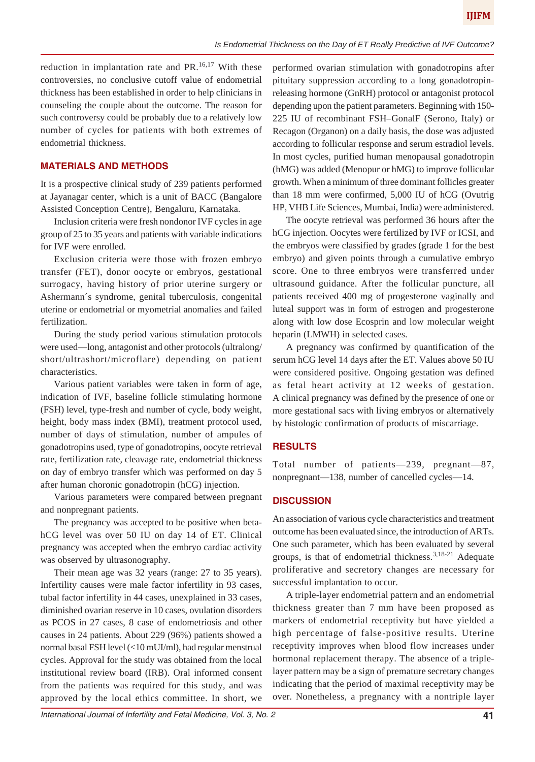reduction in implantation rate and PR.[16,17] With these controversies, no conclusive cutoff value of endometrial thickness has been established in order to help clinicians in counseling the couple about the outcome. The reason for such controversy could be probably due to a relatively low number of cycles for patients with both extremes of endometrial thickness.

## MATERIALS AND METHODS

It is a prospective clinical study of 239 patients performed at Jayanagar center, which is a unit of BACC (Bangalore Assisted Conception Centre), Bengaluru, Karnataka.

Inclusion criteria were fresh nondonor IVF cycles in age group of 25 to 35 years and patients with variable indications for IVF were enrolled.

Exclusion criteria were those with frozen embryo transfer (FET), donor oocyte or embryos, gestational surrogacy, having history of prior uterine surgery or Ashermann´s syndrome, genital tuberculosis, congenital uterine or endometrial or myometrial anomalies and failed fertilization.

During the study period various stimulation protocols were used—long, antagonist and other protocols (ultralong/short/ultrashort/microflare) depending on patient characteristics.

Various patient variables were taken in form of age, indication of IVF, baseline follicle stimulating hormone (FSH) level, type-fresh and number of cycle, body weight, height, body mass index (BMI), treatment protocol used, number of days of stimulation, number of ampules of gonadotropins used, type of gonadotropins, oocyte retrieval rate, fertilization rate, cleavage rate, endometrial thickness on day of embryo transfer which was performed on day 5 after human choronic gonadotropin (hCG) injection.

Various parameters were compared between pregnant and nonpregnant patients.

The pregnancy was accepted to be positive when beta-hCG level was over 50 IU on day 14 of ET. Clinical pregnancy was accepted when the embryo cardiac activity was observed by ultrasonography.

Their mean age was 32 years (range: 27 to 35 years). Infertility causes were male factor infertility in 93 cases, tubal factor infertility in 44 cases, unexplained in 33 cases, diminished ovarian reserve in 10 cases, ovulation disorders as PCOS in 27 cases, 8 case of endometriosis and other causes in 24 patients. About 229 (96%) patients showed a normal basal FSH level (<10 mUI/ml), had regular menstrual cycles. Approval for the study was obtained from the local institutional review board (IRB). Oral informed consent from the patients was required for this study, and was approved by the local ethics committee. In short, we performed ovarian stimulation with gonadotropins after pituitary suppression according to a long gonadotropin-releasing hormone (GnRH) protocol or antagonist protocol depending upon the patient parameters. Beginning with 150-225 IU of recombinant FSH–GonalF (Serono, Italy) or Recagon (Organon) on a daily basis, the dose was adjusted according to follicular response and serum estradiol levels. In most cycles, purified human menopausal gonadotropin (hMG) was added (Menopur or hMG) to improve follicular growth. When a minimum of three dominant follicles greater than 18 mm were confirmed, 5,000 IU of hCG (Ovutrig HP, VHB Life Sciences, Mumbai, India) were administered.

The oocyte retrieval was performed 36 hours after the hCG injection. Oocytes were fertilized by IVF or ICSI, and the embryos were classified by grades (grade 1 for the best embryo) and given points through a cumulative embryo score. One to three embryos were transferred under ultrasound guidance. After the follicular puncture, all patients received 400 mg of progesterone vaginally and luteal support was in form of estrogen and progesterone along with low dose Ecosprin and low molecular weight heparin (LMWH) in selected cases.

A pregnancy was confirmed by quantification of the serum hCG level 14 days after the ET. Values above 50 IU were considered positive. Ongoing gestation was defined as fetal heart activity at 12 weeks of gestation. A clinical pregnancy was defined by the presence of one or more gestational sacs with living embryos or alternatively by histologic confirmation of products of miscarriage.

## RESULTS

Total number of patients—239, pregnant—87, nonpregnant—138, number of cancelled cycles—14.

## DISCUSSION

An association of various cycle characteristics and treatment outcome has been evaluated since, the introduction of ARTs. One such parameter, which has been evaluated by several groups, is that of endometrial thickness.[3,18-21] Adequate proliferative and secretory changes are necessary for successful implantation to occur.

A triple-layer endometrial pattern and an endometrial thickness greater than 7 mm have been proposed as markers of endometrial receptivity but have yielded a high percentage of false-positive results. Uterine receptivity improves when blood flow increases under hormonal replacement therapy. The absence of a triple-layer pattern may be a sign of premature secretary changes indicating that the period of maximal receptivity may be over. Nonetheless, a pregnancy with a nontriple layer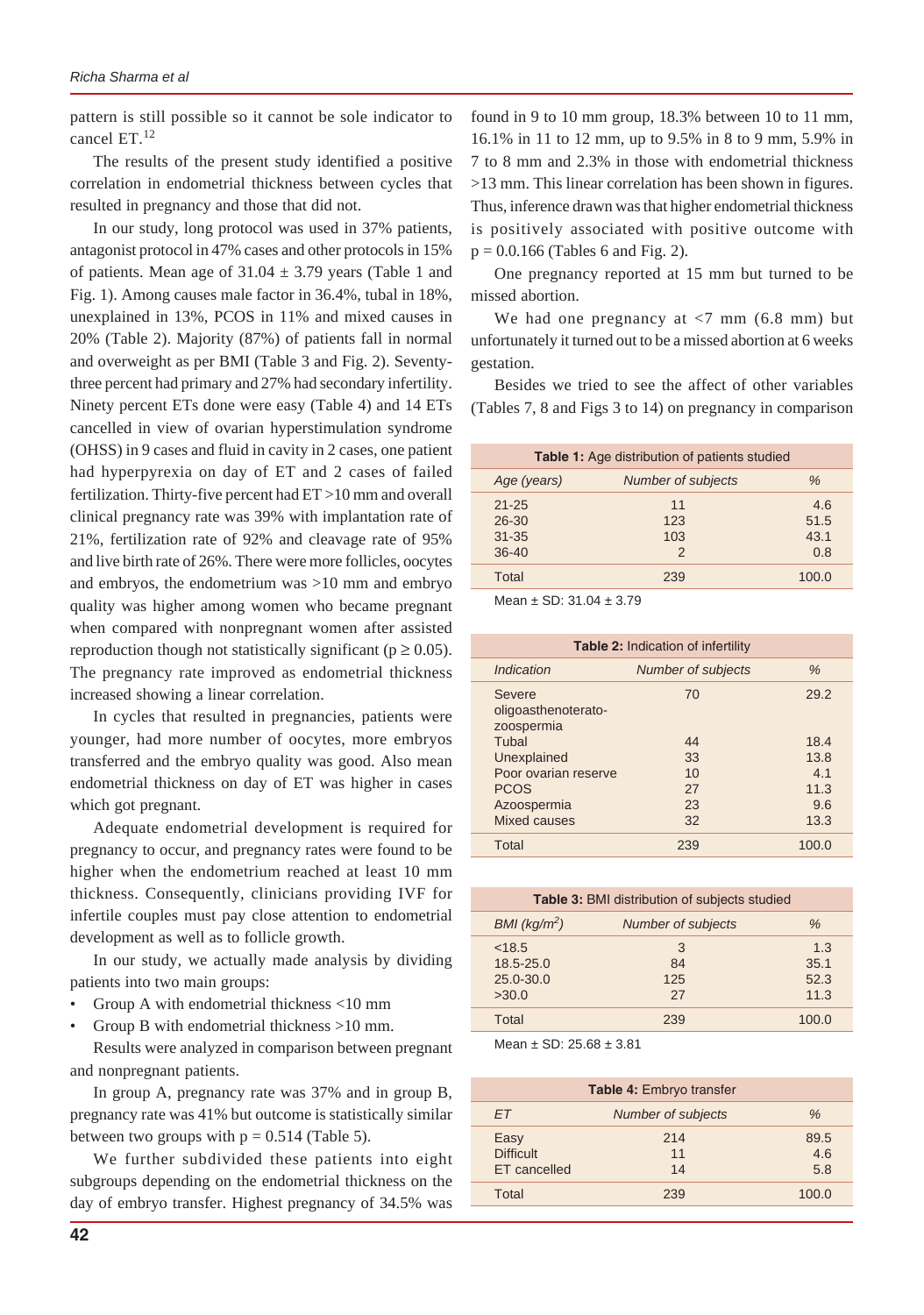pattern is still possible so it cannot be sole indicator to cancel ET.[12]

The results of the present study identified a positive correlation in endometrial thickness between cycles that resulted in pregnancy and those that did not.

In our study, long protocol was used in 37% patients, antagonist protocol in 47% cases and other protocols in 15% of patients. Mean age of 31.04 ± 3.79 years (Table 1 and Fig. 1). Among causes male factor in 36.4%, tubal in 18%, unexplained in 13%, PCOS in 11% and mixed causes in 20% (Table 2). Majority (87%) of patients fall in normal and overweight as per BMI (Table 3 and Fig. 2). Seventy-three percent had primary and 27% had secondary infertility. Ninety percent ETs done were easy (Table 4) and 14 ETs cancelled in view of ovarian hyperstimulation syndrome (OHSS) in 9 cases and fluid in cavity in 2 cases, one patient had hyperpyrexia on day of ET and 2 cases of failed fertilization. Thirty-five percent had ET >10 mm and overall clinical pregnancy rate was 39% with implantation rate of 21%, fertilization rate of 92% and cleavage rate of 95% and live birth rate of 26%. There were more follicles, oocytes and embryos, the endometrium was >10 mm and embryo quality was higher among women who became pregnant when compared with nonpregnant women after assisted reproduction though not statistically significant ($p \geq 0.05$). The pregnancy rate improved as endometrial thickness increased showing a linear correlation.

In cycles that resulted in pregnancies, patients were younger, had more number of oocytes, more embryos transferred and the embryo quality was good. Also mean endometrial thickness on day of ET was higher in cases which got pregnant.

Adequate endometrial development is required for pregnancy to occur, and pregnancy rates were found to be higher when the endometrium reached at least 10 mm thickness. Consequently, clinicians providing IVF for infertile couples must pay close attention to endometrial development as well as to follicle growth.

In our study, we actually made analysis by dividing patients into two main groups:

- Group A with endometrial thickness <10 mm
- Group B with endometrial thickness >10 mm.

Results were analyzed in comparison between pregnant and nonpregnant patients.

In group A, pregnancy rate was 37% and in group B, pregnancy rate was 41% but outcome is statistically similar between two groups with $p = 0.514$ (Table 5).

We further subdivided these patients into eight subgroups depending on the endometrial thickness on the day of embryo transfer. Highest pregnancy of 34.5% was found in 9 to 10 mm group, 18.3% between 10 to 11 mm, 16.1% in 11 to 12 mm, up to 9.5% in 8 to 9 mm, 5.9% in 7 to 8 mm and 2.3% in those with endometrial thickness >13 mm. This linear correlation has been shown in figures. Thus, inference drawn was that higher endometrial thickness is positively associated with positive outcome with p = 0.0.166 (Tables 6 and Fig. 2).

One pregnancy reported at 15 mm but turned to be missed abortion.

We had one pregnancy at <7 mm (6.8 mm) but unfortunately it turned out to be a missed abortion at 6 weeks gestation.

Besides we tried to see the affect of other variables (Tables 7, 8 and Figs 3 to 14) on pregnancy in comparison

**Table 1:** Age distribution of patients studied

| Age (years) | Number of subjects | % |
|---|---|---|
| 21-25 | 11 | 4.6 |
| 26-30 | 123 | 51.5 |
| 31-35 | 103 | 43.1 |
| 36-40 | 2 | 0.8 |
| Total | 239 | 100.0 |

Mean ± SD: 31.04 ± 3.79

**Table 2:** Indication of infertility

| Indication | Number of subjects | % |
|---|---|---|
| Severe oligoasthenoterato-zoospermia | 70 | 29.2 |
| Tubal | 44 | 18.4 |
| Unexplained | 33 | 13.8 |
| Poor ovarian reserve | 10 | 4.1 |
| PCOS | 27 | 11.3 |
| Azoospermia | 23 | 9.6 |
| Mixed causes | 32 | 13.3 |
| Total | 239 | 100.0 |

**Table 3:** BMI distribution of subjects studied

| BMI ($kg/m^2$) | Number of subjects | % |
|---|---|---|
| <18.5 | 3 | 1.3 |
| 18.5-25.0 | 84 | 35.1 |
| 25.0-30.0 | 125 | 52.3 |
| >30.0 | 27 | 11.3 |
| Total | 239 | 100.0 |

Mean ± SD: 25.68 ± 3.81

**Table 4:** Embryo transfer

| ET | Number of subjects | % |
|---|---|---|
| Easy | 214 | 89.5 |
| Difficult | 11 | 4.6 |
| ET cancelled | 14 | 5.8 |
| Total | 239 | 100.0 |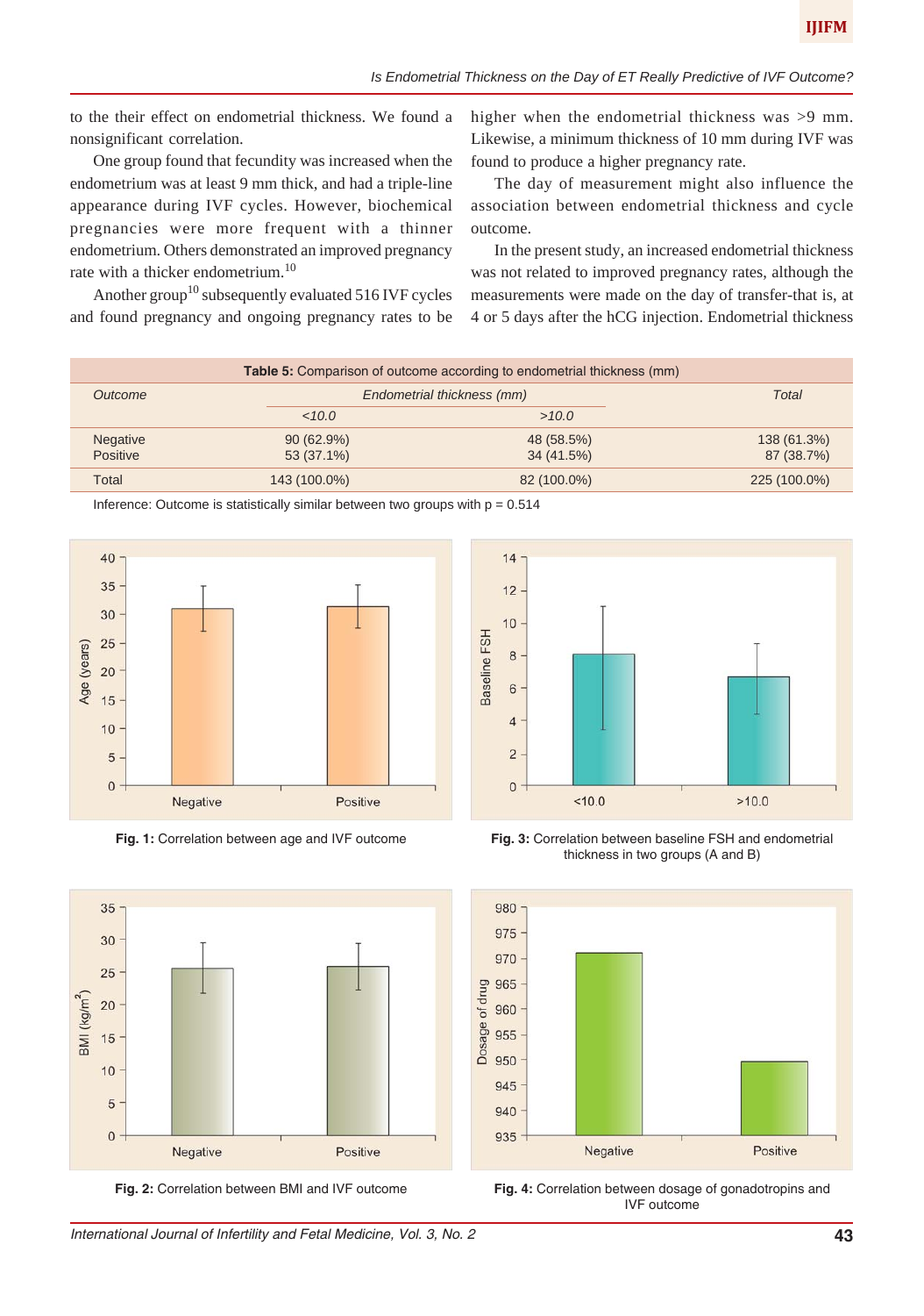to the their effect on endometrial thickness. We found a nonsignificant correlation.

One group found that fecundity was increased when the endometrium was at least 9 mm thick, and had a triple-line appearance during IVF cycles. However, biochemical pregnancies were more frequent with a thinner endometrium. Others demonstrated an improved pregnancy rate with a thicker endometrium.[10]

Another group[10] subsequently evaluated 516 IVF cycles and found pregnancy and ongoing pregnancy rates to be higher when the endometrial thickness was >9 mm. Likewise, a minimum thickness of 10 mm during IVF was found to produce a higher pregnancy rate.

The day of measurement might also influence the association between endometrial thickness and cycle outcome.

In the present study, an increased endometrial thickness was not related to improved pregnancy rates, although the measurements were made on the day of transfer-that is, at 4 or 5 days after the hCG injection. Endometrial thickness

**Table 5:** Comparison of outcome according to endometrial thickness (mm)

| *Outcome* | *Endometrial thickness (mm)* | | *Total* |
|---|---|---|---|
| | *<10.0* | *>10.0* | |
| Negative | 90 (62.9%) | 48 (58.5%) | 138 (61.3%) |
| Positive | 53 (37.1%) | 34 (41.5%) | 87 (38.7%) |
| Total | 143 (100.0%) | 82 (100.0%) | 225 (100.0%) |

Inference: Outcome is statistically similar between two groups with p = 0.514

**Fig. 1:** Correlation between age and IVF outcome

**Fig. 3:** Correlation between baseline FSH and endometrial thickness in two groups (A and B)

**Fig. 2:** Correlation between BMI and IVF outcome

**Fig. 4:** Correlation between dosage of gonadotropins and IVF outcome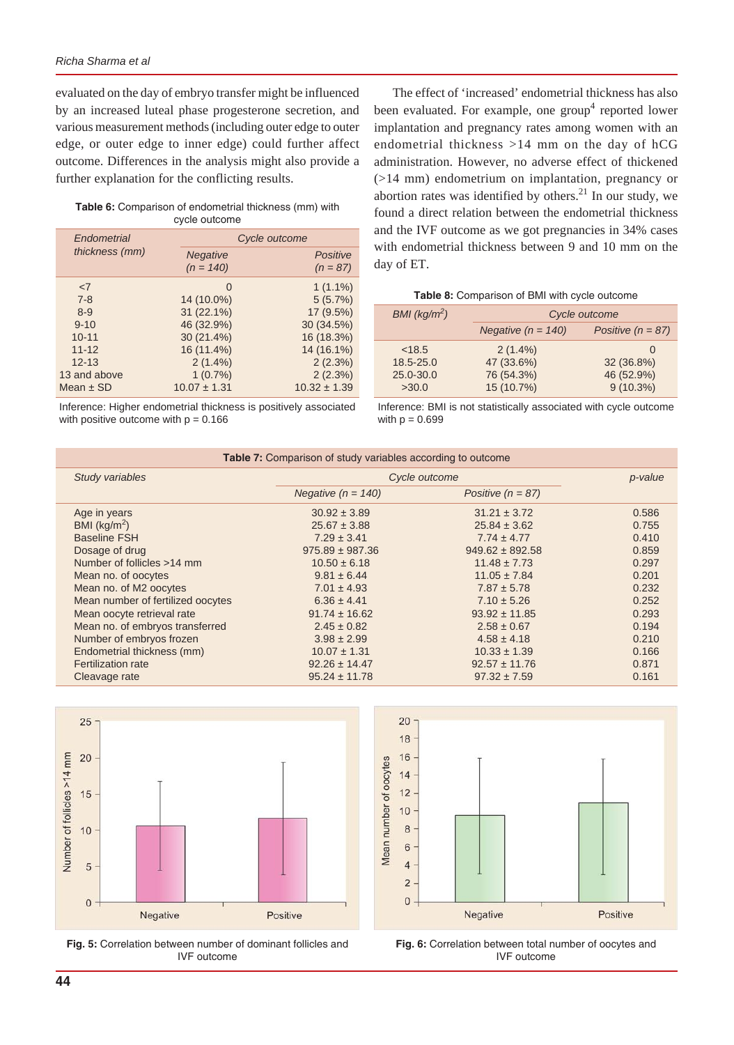evaluated on the day of embryo transfer might be influenced by an increased luteal phase progesterone secretion, and various measurement methods (including outer edge to outer edge, or outer edge to inner edge) could further affect outcome. Differences in the analysis might also provide a further explanation for the conflicting results.

**Table 6:** Comparison of endometrial thickness (mm) with cycle outcome

| *Endometrial thickness (mm)* | *Cycle outcome* | |
|---|---|---|
| | *Negative (n = 140)* | *Positive (n = 87)* |
| <7 | 0 | 1 (1.1%) |
| 7-8 | 14 (10.0%) | 5 (5.7%) |
| 8-9 | 31 (22.1%) | 17 (9.5%) |
| 9-10 | 46 (32.9%) | 30 (34.5%) |
| 10-11 | 30 (21.4%) | 16 (18.3%) |
| 11-12 | 16 (11.4%) | 14 (16.1%) |
| 12-13 | 2 (1.4%) | 2 (2.3%) |
| 13 and above | 1 (0.7%) | 2 (2.3%) |
| Mean ± SD | 10.07 ± 1.31 | 10.32 ± 1.39 |

Inference: Higher endometrial thickness is positively associated with positive outcome with p = 0.166

The effect of 'increased' endometrial thickness has also been evaluated. For example, one group[4] reported lower implantation and pregnancy rates among women with an endometrial thickness >14 mm on the day of hCG administration. However, no adverse effect of thickened (>14 mm) endometrium on implantation, pregnancy or abortion rates was identified by others.[21] In our study, we found a direct relation between the endometrial thickness and the IVF outcome as we got pregnancies in 34% cases with endometrial thickness between 9 and 10 mm on the day of ET.

**Table 8:** Comparison of BMI with cycle outcome

| *BMI (kg/m²)* | *Cycle outcome* | |
|---|---|---|
| | *Negative (n = 140)* | *Positive (n = 87)* |
| <18.5 | 2 (1.4%) | 0 |
| 18.5-25.0 | 47 (33.6%) | 32 (36.8%) |
| 25.0-30.0 | 76 (54.3%) | 46 (52.9%) |
| >30.0 | 15 (10.7%) | 9 (10.3%) |

Inference: BMI is not statistically associated with cycle outcome with p = 0.699

**Table 7:** Comparison of study variables according to outcome

| *Study variables* | *Cycle outcome* | | *p-value* |
|---|---|---|---|
| | *Negative (n = 140)* | *Positive (n = 87)* | |
| Age in years | 30.92 ± 3.89 | 31.21 ± 3.72 | 0.586 |
| BMI (kg/m²) | 25.67 ± 3.88 | 25.84 ± 3.62 | 0.755 |
| Baseline FSH | 7.29 ± 3.41 | 7.74 ± 4.77 | 0.410 |
| Dosage of drug | 975.89 ± 987.36 | 949.62 ± 892.58 | 0.859 |
| Number of follicles >14 mm | 10.50 ± 6.18 | 11.48 ± 7.73 | 0.297 |
| Mean no. of oocytes | 9.81 ± 6.44 | 11.05 ± 7.84 | 0.201 |
| Mean no. of M2 oocytes | 7.01 ± 4.93 | 7.87 ± 5.78 | 0.232 |
| Mean number of fertilized oocytes | 6.36 ± 4.41 | 7.10 ± 5.26 | 0.252 |
| Mean oocyte retrieval rate | 91.74 ± 16.62 | 93.92 ± 11.85 | 0.293 |
| Mean no. of embryos transferred | 2.45 ± 0.82 | 2.58 ± 0.67 | 0.194 |
| Number of embryos frozen | 3.98 ± 2.99 | 4.58 ± 4.18 | 0.210 |
| Endometrial thickness (mm) | 10.07 ± 1.31 | 10.33 ± 1.39 | 0.166 |
| Fertilization rate | 92.26 ± 14.47 | 92.57 ± 11.76 | 0.871 |
| Cleavage rate | 95.24 ± 11.78 | 97.32 ± 7.59 | 0.161 |

**Fig. 5:** Correlation between number of dominant follicles and IVF outcome

**Fig. 6:** Correlation between total number of oocytes and IVF outcome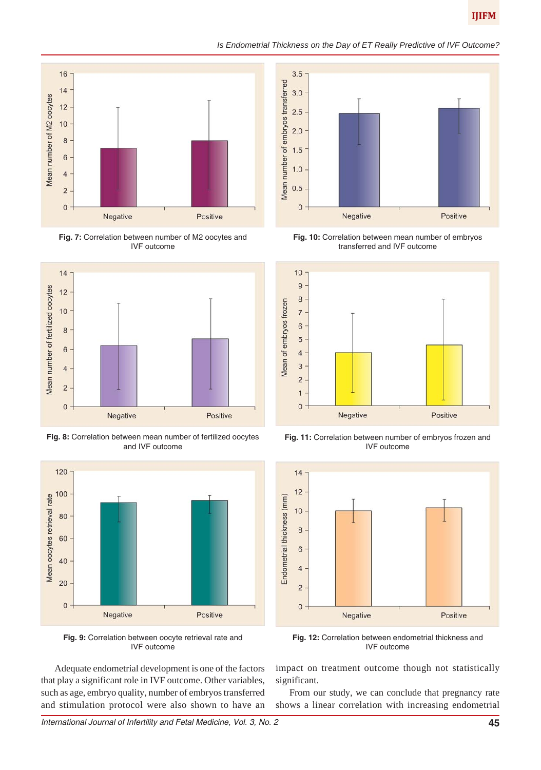Fig. 7: Correlation between number of M2 oocytes and IVF outcome

Fig. 10: Correlation between mean number of embryos transferred and IVF outcome

Fig. 8: Correlation between mean number of fertilized oocytes and IVF outcome

Fig. 11: Correlation between number of embryos frozen and IVF outcome

Fig. 9: Correlation between oocyte retrieval rate and IVF outcome

Fig. 12: Correlation between endometrial thickness and IVF outcome

Adequate endometrial development is one of the factors that play a significant role in IVF outcome. Other variables, such as age, embryo quality, number of embryos transferred and stimulation protocol were also shown to have an impact on treatment outcome though not statistically significant.

From our study, we can conclude that pregnancy rate shows a linear correlation with increasing endometrial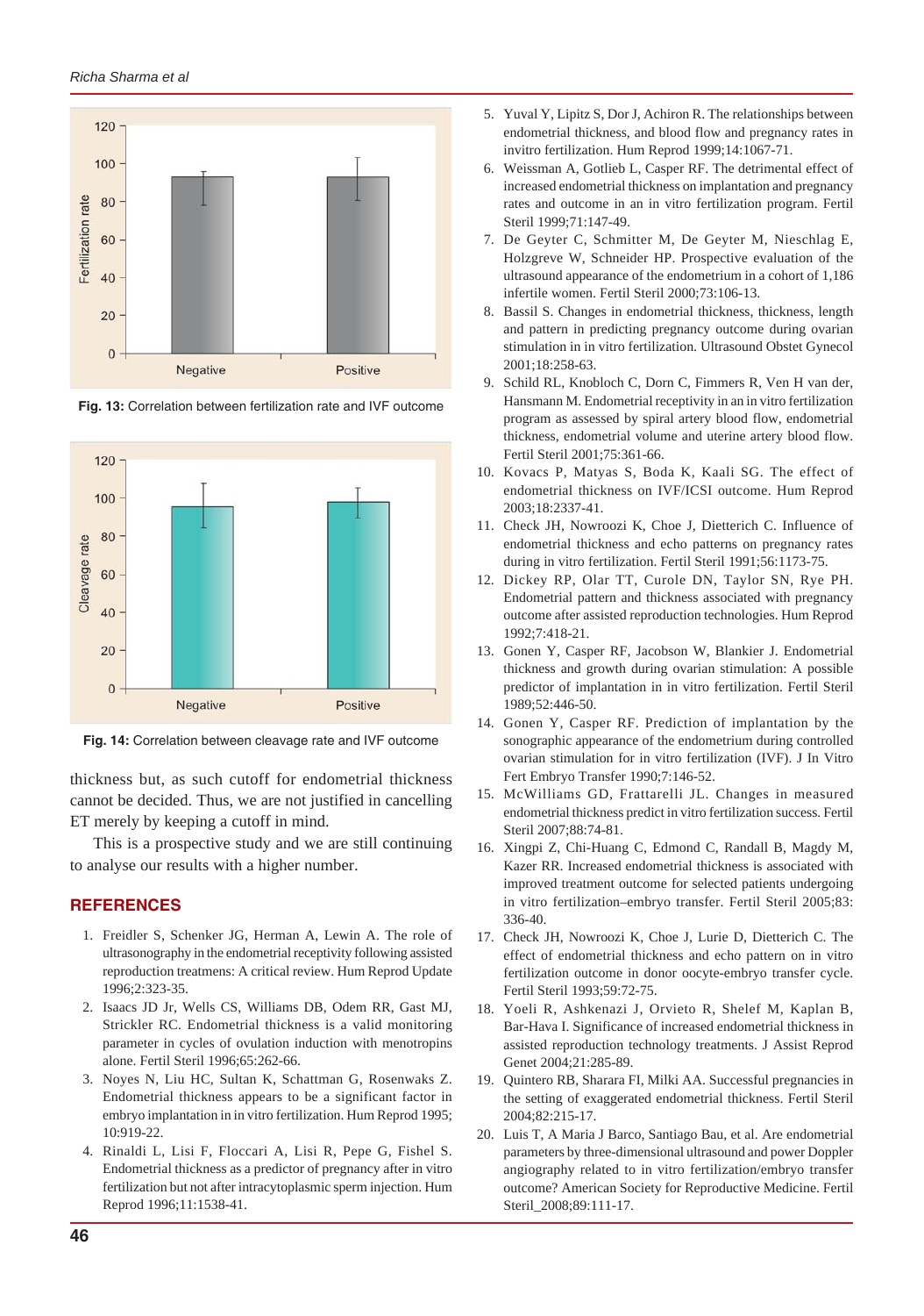Fig. 13: Correlation between fertilization rate and IVF outcome

Fig. 14: Correlation between cleavage rate and IVF outcome

thickness but, as such cutoff for endometrial thickness cannot be decided. Thus, we are not justified in cancelling ET merely by keeping a cutoff in mind.

This is a prospective study and we are still continuing to analyse our results with a higher number.

## REFERENCES

1. Freidler S, Schenker JG, Herman A, Lewin A. The role of ultrasonography in the endometrial receptivity following assisted reproduction treatmens: A critical review. Hum Reprod Update 1996;2:323-35.
2. Isaacs JD Jr, Wells CS, Williams DB, Odem RR, Gast MJ, Strickler RC. Endometrial thickness is a valid monitoring parameter in cycles of ovulation induction with menotropins alone. Fertil Steril 1996;65:262-66.
3. Noyes N, Liu HC, Sultan K, Schattman G, Rosenwaks Z. Endometrial thickness appears to be a significant factor in embryo implantation in in vitro fertilization. Hum Reprod 1995; 10:919-22.
4. Rinaldi L, Lisi F, Floccari A, Lisi R, Pepe G, Fishel S. Endometrial thickness as a predictor of pregnancy after in vitro fertilization but not after intracytoplasmic sperm injection. Hum Reprod 1996;11:1538-41.
5. Yuval Y, Lipitz S, Dor J, Achiron R. The relationships between endometrial thickness, and blood flow and pregnancy rates in invitro fertilization. Hum Reprod 1999;14:1067-71.
6. Weissman A, Gotlieb L, Casper RF. The detrimental effect of increased endometrial thickness on implantation and pregnancy rates and outcome in an in vitro fertilization program. Fertil Steril 1999;71:147-49.
7. De Geyter C, Schmitter M, De Geyter M, Nieschlag E, Holzgreve W, Schneider HP. Prospective evaluation of the ultrasound appearance of the endometrium in a cohort of 1,186 infertile women. Fertil Steril 2000;73:106-13.
8. Bassil S. Changes in endometrial thickness, thickness, length and pattern in predicting pregnancy outcome during ovarian stimulation in in vitro fertilization. Ultrasound Obstet Gynecol 2001;18:258-63.
9. Schild RL, Knobloch C, Dorn C, Fimmers R, Ven H van der, Hansmann M. Endometrial receptivity in an in vitro fertilization program as assessed by spiral artery blood flow, endometrial thickness, endometrial volume and uterine artery blood flow. Fertil Steril 2001;75:361-66.
10. Kovacs P, Matyas S, Boda K, Kaali SG. The effect of endometrial thickness on IVF/ICSI outcome. Hum Reprod 2003;18:2337-41.
11. Check JH, Nowroozi K, Choe J, Dietterich C. Influence of endometrial thickness and echo patterns on pregnancy rates during in vitro fertilization. Fertil Steril 1991;56:1173-75.
12. Dickey RP, Olar TT, Curole DN, Taylor SN, Rye PH. Endometrial pattern and thickness associated with pregnancy outcome after assisted reproduction technologies. Hum Reprod 1992;7:418-21.
13. Gonen Y, Casper RF, Jacobson W, Blankier J. Endometrial thickness and growth during ovarian stimulation: A possible predictor of implantation in in vitro fertilization. Fertil Steril 1989;52:446-50.
14. Gonen Y, Casper RF. Prediction of implantation by the sonographic appearance of the endometrium during controlled ovarian stimulation for in vitro fertilization (IVF). J In Vitro Fert Embryo Transfer 1990;7:146-52.
15. McWilliams GD, Frattarelli JL. Changes in measured endometrial thickness predict in vitro fertilization success. Fertil Steril 2007;88:74-81.
16. Xingpi Z, Chi-Huang C, Edmond C, Randall B, Magdy M, Kazer RR. Increased endometrial thickness is associated with improved treatment outcome for selected patients undergoing in vitro fertilization–embryo transfer. Fertil Steril 2005;83: 336-40.
17. Check JH, Nowroozi K, Choe J, Lurie D, Dietterich C. The effect of endometrial thickness and echo pattern on in vitro fertilization outcome in donor oocyte-embryo transfer cycle. Fertil Steril 1993;59:72-75.
18. Yoeli R, Ashkenazi J, Orvieto R, Shelef M, Kaplan B, Bar-Hava I. Significance of increased endometrial thickness in assisted reproduction technology treatments. J Assist Reprod Genet 2004;21:285-89.
19. Quintero RB, Sharara FI, Milki AA. Successful pregnancies in the setting of exaggerated endometrial thickness. Fertil Steril 2004;82:215-17.
20. Luis T, A Maria J Barco, Santiago Bau, et al. Are endometrial parameters by three-dimensional ultrasound and power Doppler angiography related to in vitro fertilization/embryo transfer outcome? American Society for Reproductive Medicine. Fertil Steril_2008;89:111-17.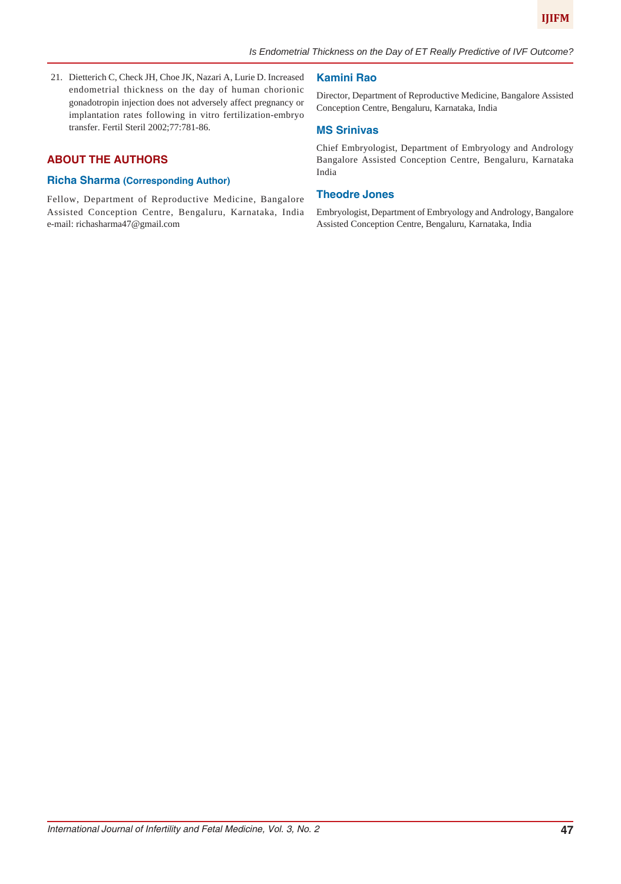21. Dietterich C, Check JH, Choe JK, Nazari A, Lurie D. Increased endometrial thickness on the day of human chorionic gonadotropin injection does not adversely affect pregnancy or implantation rates following in vitro fertilization-embryo transfer. Fertil Steril 2002;77:781-86.

## ABOUT THE AUTHORS

### Richa Sharma (Corresponding Author)

Fellow, Department of Reproductive Medicine, Bangalore Assisted Conception Centre, Bengaluru, Karnataka, India
e-mail: richasharma47@gmail.com

### Kamini Rao

Director, Department of Reproductive Medicine, Bangalore Assisted Conception Centre, Bengaluru, Karnataka, India

### MS Srinivas

Chief Embryologist, Department of Embryology and Andrology Bangalore Assisted Conception Centre, Bengaluru, Karnataka India

### Theodre Jones

Embryologist, Department of Embryology and Andrology, Bangalore Assisted Conception Centre, Bengaluru, Karnataka, India